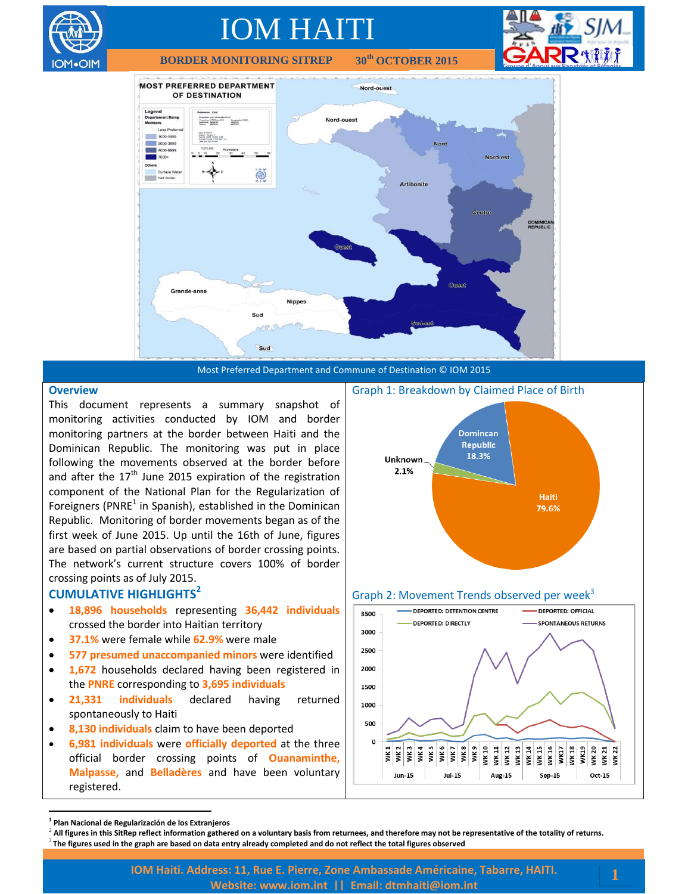# IOM HAITI

**BORDER MONITORING SITREP — 30th OCTOBER 2015**

Most Preferred Department and Commune of Destination © IOM 2015

## Overview

This document represents a summary snapshot of monitoring activities conducted by IOM and border monitoring partners at the border between Haiti and the Dominican Republic. The monitoring was put in place following the movements observed at the border before and after the 17th June 2015 expiration of the registration component of the National Plan for the Regularization of Foreigners (PNRE[1] in Spanish), established in the Dominican Republic. Monitoring of border movements began as of the first week of June 2015. Up until the 16th of June, figures are based on partial observations of border crossing points. The network's current structure covers 100% of border crossing points as of July 2015.

## CUMULATIVE HIGHLIGHTS[2]

- **18,896 households** representing **36,442 individuals** crossed the border into Haitian territory
- **37.1%** were female while **62.9%** were male
- **577 presumed unaccompanied minors** were identified
- **1,672** households declared having been registered in the **PNRE** corresponding to **3,695 individuals**
- **21,331 individuals** declared having returned spontaneously to Haiti
- **8,130 individuals** claim to have been deported
- **6,981 individuals** were **officially deported** at the three official border crossing points of **Ouanaminthe, Malpasse,** and **Belladères** and have been voluntary registered.

Graph 1: Breakdown by Claimed Place of Birth

Graph 2: Movement Trends observed per week[3]

---

[1] Plan Nacional de Regularización de los Extranjeros

[2] All figures in this SitRep reflect information gathered on a voluntary basis from returnees, and therefore may not be representative of the totality of returns.

[3] The figures used in the graph are based on data entry already completed and do not reflect the total figures observed

IOM Haiti. Address: 11, Rue E. Pierre, Zone Ambassade Américaine, Tabarre, HAITI.
Website: www.iom.int || Email: dtmhaiti@iom.int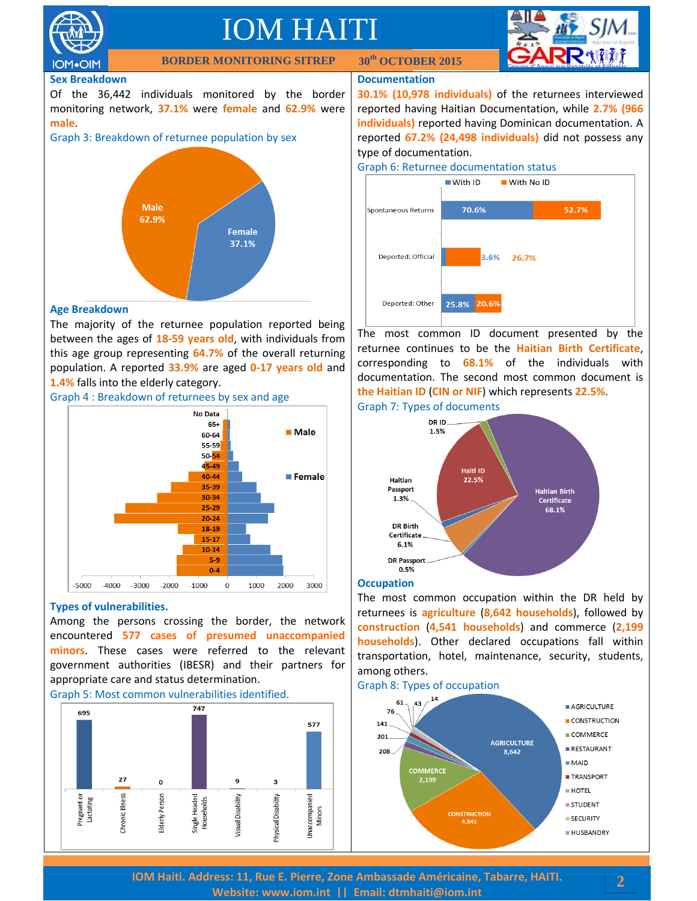# IOM HAITI

**BORDER MONITORING SITREP** — **30th OCTOBER 2015**

## Sex Breakdown

Of the 36,442 individuals monitored by the border monitoring network, **37.1%** were **female** and **62.9%** were **male**.

Graph 3: Breakdown of returnee population by sex

| Sex | % |
|---|---|
| Male | 62.9% |
| Female | 37.1% |

## Age Breakdown

The majority of the returnee population reported being between the ages of **18-59 years old**, with individuals from this age group representing **64.7%** of the overall returning population. A reported **33.9%** are aged **0-17 years old** and **1.4%** falls into the elderly category.

Graph 4 : Breakdown of returnees by sex and age

## Types of vulnerabilities.

Among the persons crossing the border, the network encountered **577 cases of presumed unaccompanied minors**. These cases were referred to the relevant government authorities (IBESR) and their partners for appropriate care and status determination.

Graph 5: Most common vulnerabilities identified.

| Vulnerability | Number |
|---|---|
| Pregnant or Lactating | 695 |
| Chronic Illness | 27 |
| Elderly Person | 0 |
| Single Headed Households | 747 |
| Visual Disability | 9 |
| Physical Disability | 3 |
| Unaccompanied Minors | 577 |

## Documentation

**30.1% (10,978 individuals)** of the returnees interviewed reported having Haitian Documentation, while **2.7% (966 individuals)** reported having Dominican documentation. A reported **67.2% (24,498 individuals)** did not possess any type of documentation.

Graph 6: Returnee documentation status

| | With ID | With No ID |
|---|---|---|
| Spontaneous Returns | 70.6% | 52.7% |
| Deported: Official | 3.6% | 26.7% |
| Deported: Other | 25.8% | 20.6% |

The most common ID document presented by the returnee continues to be the **Haitian Birth Certificate**, corresponding to **68.1%** of the individuals with documentation. The second most common document is **the Haitian ID** (**CIN or NIF**) which represents **22.5%**.

Graph 7: Types of documents

| Document | % |
|---|---|
| Haitian Birth Certificate | 68.1% |
| Haiti ID | 22.5% |
| DR Birth Certificate | 6.1% |
| DR ID | 1.5% |
| Haitian Passport | 1.3% |
| DR Passport | 0.5% |

## Occupation

The most common occupation within the DR held by returnees is **agriculture** (**8,642 households**), followed by **construction** (**4,541 households**) and commerce (**2,199 households**). Other declared occupations fall within transportation, hotel, maintenance, security, students, among others.

Graph 8: Types of occupation

| Occupation | Households |
|---|---|
| Agriculture | 8,642 |
| Construction | 4,541 |
| Commerce | 2,199 |
| Restaurant | 208 |
| Maid | 201 |
| Transport | 141 |
| Hotel | 76 |
| Student | 61 |
| Security | 43 |
| Husbandry | 14 |

**IOM Haiti. Address: 11, Rue E. Pierre, Zone Ambassade Américaine, Tabarre, HAITI.**
**Website: www.iom.int || Email: dtmhaiti@iom.int**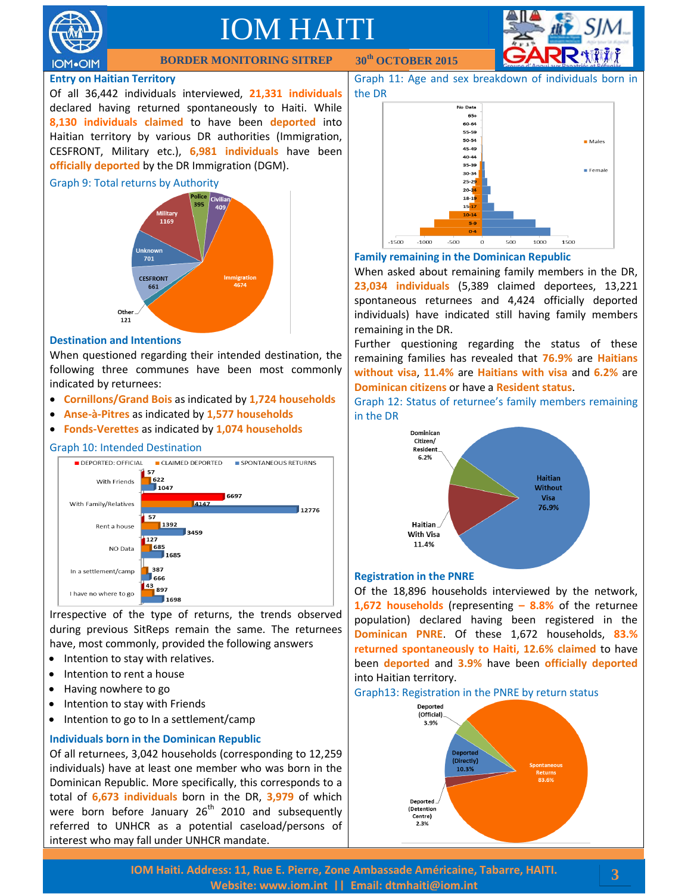## Entry on Haitian Territory

Of all 36,442 individuals interviewed, **21,331 individuals** declared having returned spontaneously to Haiti. While **8,130 individuals claimed** to have been **deported** into Haitian territory by various DR authorities (Immigration, CESFRONT, Military etc.), **6,981 individuals** have been **officially deported** by the DR Immigration (DGM).

Graph 9: Total returns by Authority

| Authority | Returns |
|---|---|
| Immigration | 4674 |
| Military | 1169 |
| Unknown | 701 |
| CESFRONT | 661 |
| Civilian | 409 |
| Police | 395 |
| Other | 121 |

## Destination and Intentions

When questioned regarding their intended destination, the following three communes have been most commonly indicated by returnees:

- **Cornillons/Grand Bois** as indicated by **1,724 households**
- **Anse-à-Pitres** as indicated by **1,577 households**
- **Fonds-Verettes** as indicated by **1,074 households**

Graph 10: Intended Destination

| | DEPORTED: OFFICIAL | CLAIMED DEPORTED | SPONTANEOUS RETURNS |
|---|---|---|---|
| With Friends | 57 | 622 | 1047 |
| With Family/Relatives | 6697 | 4147 | 12776 |
| Rent a house | 57 | 1392 | 3459 |
| NO Data | 127 | 685 | 1685 |
| In a settlement/camp | | 387 | 666 |
| I have no where to go | 43 | 897 | 1698 |

Irrespective of the type of returns, the trends observed during previous SitReps remain the same. The returnees have, most commonly, provided the following answers

- Intention to stay with relatives.
- Intention to rent a house
- Having nowhere to go
- Intention to stay with Friends
- Intention to go to In a settlement/camp

## Individuals born in the Dominican Republic

Of all returnees, 3,042 households (corresponding to 12,259 individuals) have at least one member who was born in the Dominican Republic. More specifically, this corresponds to a total of **6,673 individuals** born in the DR, **3,979** of which were born before January 26th 2010 and subsequently referred to UNHCR as a potential caseload/persons of interest who may fall under UNHCR mandate.

Graph 11: Age and sex breakdown of individuals born in the DR

## Family remaining in the Dominican Republic

When asked about remaining family members in the DR, **23,034 individuals** (5,389 claimed deportees, 13,221 spontaneous returnees and 4,424 officially deported individuals) have indicated still having family members remaining in the DR.

Further questioning regarding the status of these remaining families has revealed that **76.9%** are **Haitians without visa**, **11.4%** are **Haitians with visa** and **6.2%** are **Dominican citizens** or have a **Resident status**.

Graph 12: Status of returnee's family members remaining in the DR

| Status | % |
|---|---|
| Haitian Without Visa | 76.9% |
| Haitian With Visa | 11.4% |
| Dominican Citizen/ Resident | 6.2% |

## Registration in the PNRE

Of the 18,896 households interviewed by the network, **1,672 households** (representing **– 8.8%** of the returnee population) declared having been registered in the **Dominican PNRE**. Of these 1,672 households, **83.% returned spontaneously to Haiti, 12.6% claimed** to have been **deported** and **3.9%** have been **officially deported** into Haitian territory.

Graph13: Registration in the PNRE by return status

| Return status | % |
|---|---|
| Spontaneous Returns | 83.6% |
| Deported (Directly) | 10.3% |
| Deported (Official) | 3.9% |
| Deported (Detention Centre) | 2.3% |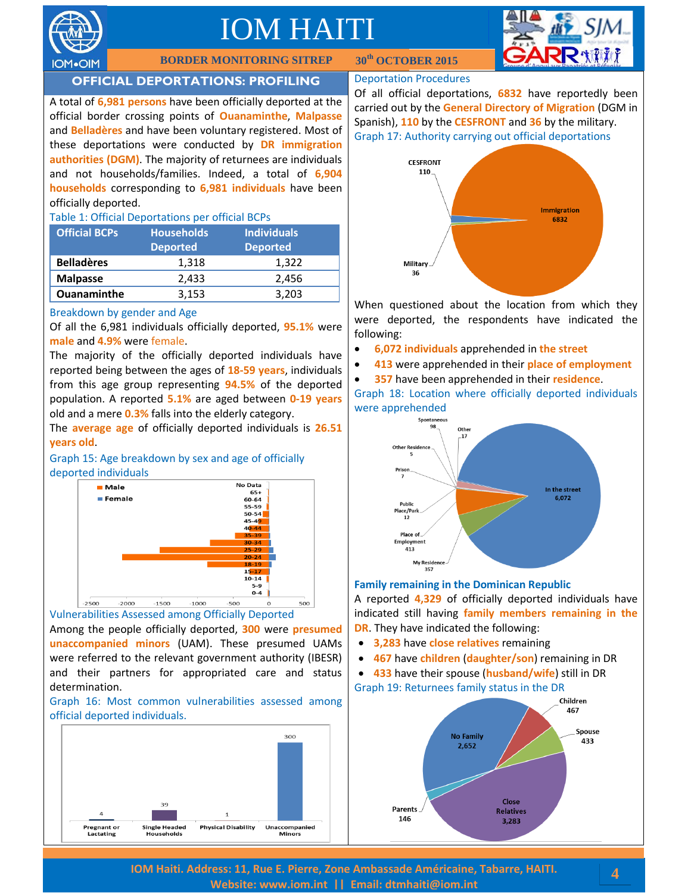# OFFICIAL DEPORTATIONS: PROFILING

A total of **6,981 persons** have been officially deported at the official border crossing points of **Ouanaminthe**, **Malpasse** and **Belladères** and have been voluntary registered. Most of these deportations were conducted by **DR immigration authorities (DGM)**. The majority of returnees are individuals and not households/families. Indeed, a total of **6,904 households** corresponding to **6,981 individuals** have been officially deported.

Table 1: Official Deportations per official BCPs

| Official BCPs | Households Deported | Individuals Deported |
|---|---|---|
| Belladères | 1,318 | 1,322 |
| Malpasse | 2,433 | 2,456 |
| Ouanaminthe | 3,153 | 3,203 |

### Breakdown by gender and Age

Of all the 6,981 individuals officially deported, **95.1%** were **male** and **4.9%** were female.

The majority of the officially deported individuals have reported being between the ages of **18-59 years**, individuals from this age group representing **94.5%** of the deported population. A reported **5.1%** are aged between **0-19 years** old and a mere **0.3%** falls into the elderly category.

The **average age** of officially deported individuals is **26.51 years old**.

Graph 15: Age breakdown by sex and age of officially deported individuals

### Vulnerabilities Assessed among Officially Deported

Among the people officially deported, **300** were **presumed unaccompanied minors** (UAM). These presumed UAMs were referred to the relevant government authority (IBESR) and their partners for appropriated care and status determination.

Graph 16: Most common vulnerabilities assessed among official deported individuals.

| Vulnerability | Number |
|---|---|
| Pregnant or Lactating | 4 |
| Single Headed Households | 39 |
| Physical Disability | 1 |
| Unaccompanied Minors | 300 |

### Deportation Procedures

Of all official deportations, **6832** have reportedly been carried out by the **General Directory of Migration** (DGM in Spanish), **110** by the **CESFRONT** and **36** by the military.

Graph 17: Authority carrying out official deportations

| Authority | Number |
|---|---|
| Immigration | 6832 |
| CESFRONT | 110 |
| Military | 36 |

When questioned about the location from which they were deported, the respondents have indicated the following:

- **6,072 individuals** apprehended in **the street**
- **413** were apprehended in their **place of employment**
- **357** have been apprehended in their **residence**.

Graph 18: Location where officially deported individuals were apprehended

| Location | Number |
|---|---|
| In the street | 6,072 |
| Place of Employment | 413 |
| My Residence | 357 |
| Spontaneous | 98 |
| Other | 17 |
| Public Place/Park | 12 |
| Prison | 7 |
| Other Residence | 5 |

### Family remaining in the Dominican Republic

A reported **4,329** of officially deported individuals have indicated still having **family members remaining in the DR**. They have indicated the following:

- **3,283** have **close relatives** remaining
- **467** have **children** (**daughter/son**) remaining in DR
- **433** have their spouse (**husband/wife**) still in DR

Graph 19: Returnees family status in the DR

| Family status | Number |
|---|---|
| Close Relatives | 3,283 |
| No Family | 2,652 |
| Children | 467 |
| Spouse | 433 |
| Parents | 146 |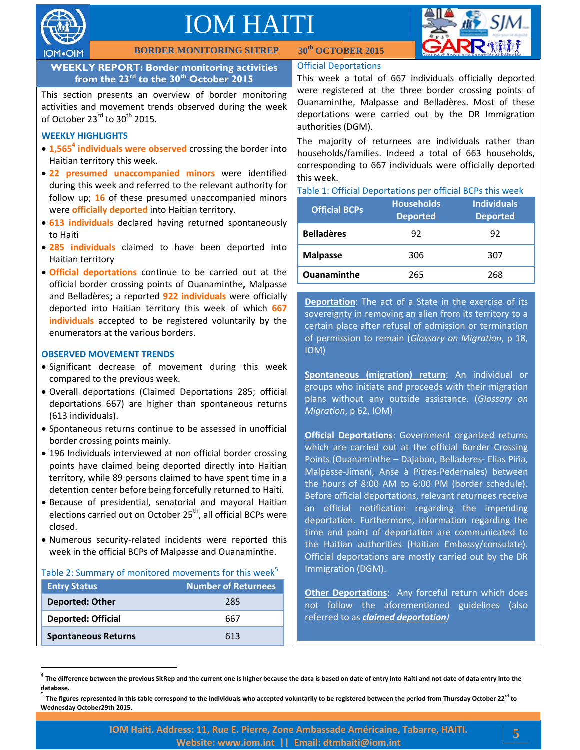# IOM HAITI

**BORDER MONITORING SITREP** **30th OCTOBER 2015**

## WEEKLY REPORT: Border monitoring activities from the 23rd to the 30th October 2015

This section presents an overview of border monitoring activities and movement trends observed during the week of October 23rd to 30th 2015.

### WEEKLY HIGHLIGHTS

- **1,565[4] individuals were observed** crossing the border into Haitian territory this week.
- **22 presumed unaccompanied minors** were identified during this week and referred to the relevant authority for follow up; **16** of these presumed unaccompanied minors were **officially deported** into Haitian territory.
- **613 individuals** declared having returned spontaneously to Haiti
- **285 individuals** claimed to have been deported into Haitian territory
- **Official deportations** continue to be carried out at the official border crossing points of Ouanaminthe**,** Malpasse and Belladères**;** a reported **922 individuals** were officially deported into Haitian territory this week of which **667 individuals** accepted to be registered voluntarily by the enumerators at the various borders.

### OBSERVED MOVEMENT TRENDS

- Significant decrease of movement during this week compared to the previous week.
- Overall deportations (Claimed Deportations 285; official deportations 667) are higher than spontaneous returns (613 individuals).
- Spontaneous returns continue to be assessed in unofficial border crossing points mainly.
- 196 Individuals interviewed at non official border crossing points have claimed being deported directly into Haitian territory, while 89 persons claimed to have spent time in a detention center before being forcefully returned to Haiti.
- Because of presidential, senatorial and mayoral Haitian elections carried out on October 25th, all official BCPs were closed.
- Numerous security-related incidents were reported this week in the official BCPs of Malpasse and Ouanaminthe.

Table 2: Summary of monitored movements for this week[5]

| Entry Status | Number of Returnees |
|---|---|
| **Deported: Other** | 285 |
| **Deported: Official** | 667 |
| **Spontaneous Returns** | 613 |

### Official Deportations

This week a total of 667 individuals officially deported were registered at the three border crossing points of Ouanaminthe, Malpasse and Belladères. Most of these deportations were carried out by the DR Immigration authorities (DGM).

The majority of returnees are individuals rather than households/families. Indeed a total of 663 households, corresponding to 667 individuals were officially deported this week.

Table 1: Official Deportations per official BCPs this week

| Official BCPs | Households Deported | Individuals Deported |
|---|---|---|
| **Belladères** | 92 | 92 |
| **Malpasse** | 306 | 307 |
| **Ouanaminthe** | 265 | 268 |

**Deportation**: The act of a State in the exercise of its sovereignty in removing an alien from its territory to a certain place after refusal of admission or termination of permission to remain (*Glossary on Migration*, p 18, IOM)

**Spontaneous (migration) return**: An individual or groups who initiate and proceeds with their migration plans without any outside assistance. (*Glossary on Migration*, p 62, IOM)

**Official Deportations**: Government organized returns which are carried out at the official Border Crossing Points (Ouanaminthe – Dajabon, Belladeres- Elias Piña, Malpasse-Jimaní, Anse à Pitres-Pedernales) between the hours of 8:00 AM to 6:00 PM (border schedule). Before official deportations, relevant returnees receive an official notification regarding the impending deportation. Furthermore, information regarding the time and point of deportation are communicated to the Haitian authorities (Haitian Embassy/consulate). Official deportations are mostly carried out by the DR Immigration (DGM).

**Other Deportations**: Any forceful return which does not follow the aforementioned guidelines (also referred to as ***claimed deportation****)*

---

[4] **The difference between the previous SitRep and the current one is higher because the data is based on date of entry into Haiti and not date of data entry into the database.**

[5] **The figures represented in this table correspond to the individuals who accepted voluntarily to be registered between the period from Thursday October 22rd to Wednesday October29th 2015.**

**IOM Haiti. Address: 11, Rue E. Pierre, Zone Ambassade Américaine, Tabarre, HAITI.**
**Website: www.iom.int || Email: dtmhaiti@iom.int**